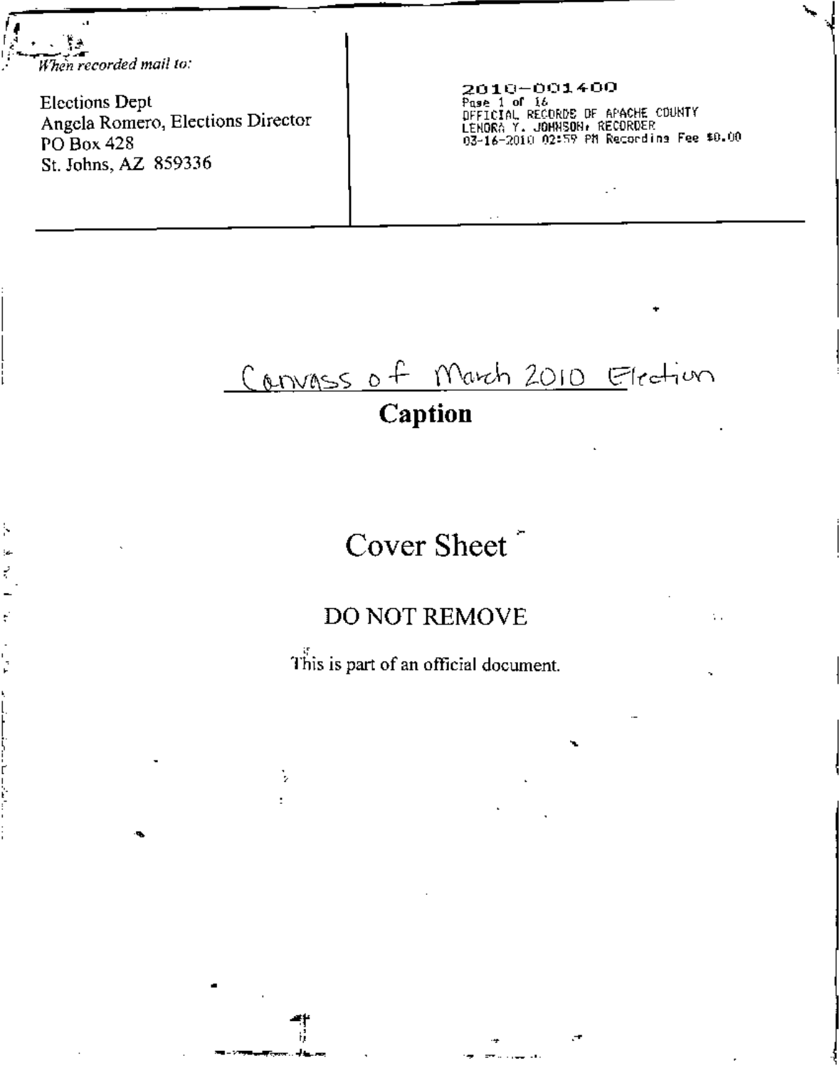*When recorded mail to:*

Elections Dept
Angela Romero, Elections Director
PO Box 428
St. Johns, AZ 859336

2010-001400
Page 1 of 16
OFFICIAL RECORDS OF APACHE COUNTY
LENORA Y. JOHNSON, RECORDER
03-16-2010 02:59 PM Recording Fee $0.00

Canvass of March 2010 Election

**Caption**

# Cover Sheet

DO NOT REMOVE

This is part of an official document.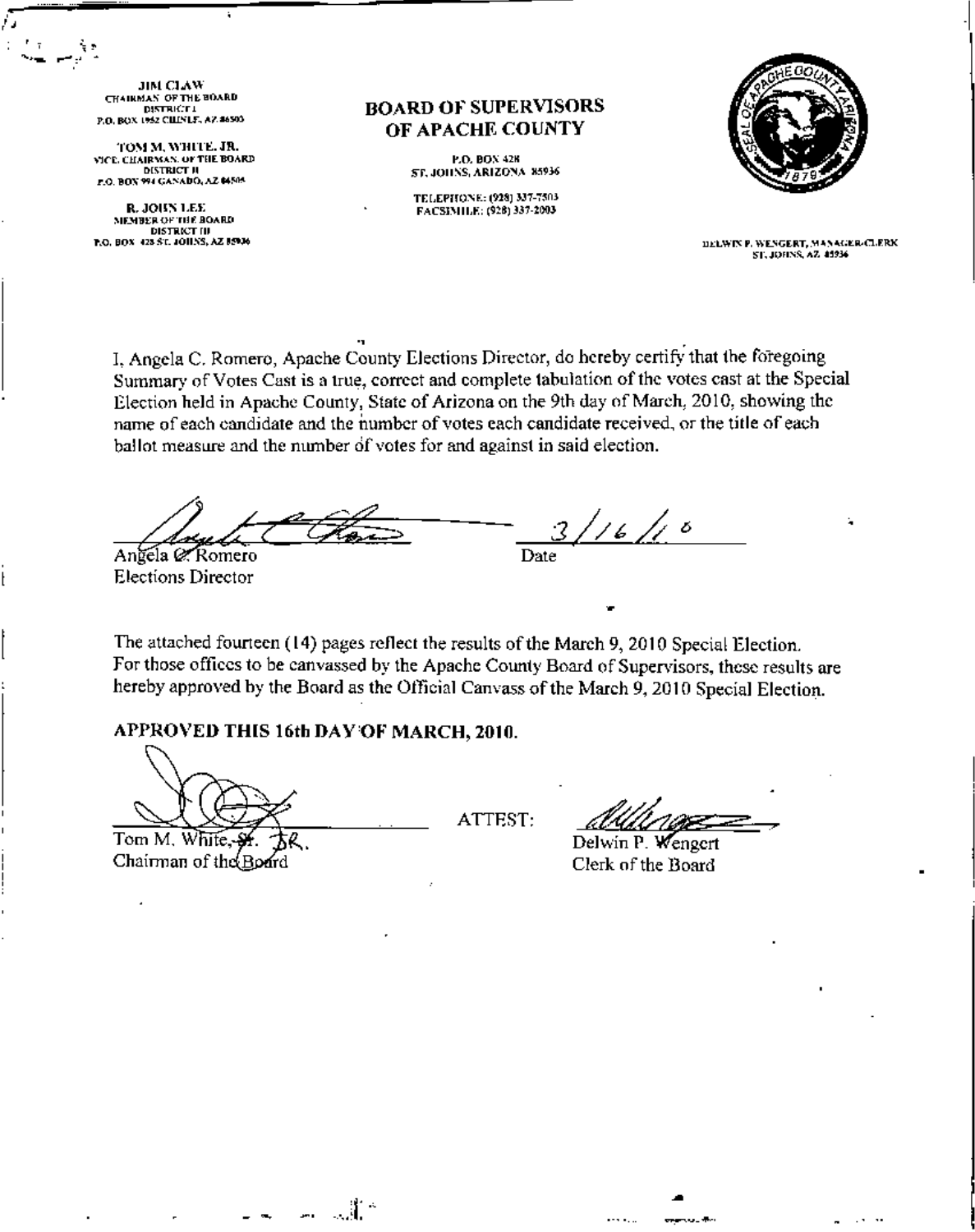JIM CLAW
CHAIRMAN OF THE BOARD
DISTRICT I
P.O. BOX 1952 CHINLE, AZ 86503

TOM M. WHITE, JR.
VICE CHAIRMAN OF THE BOARD
DISTRICT II
P.O. BOX 994 GANADO, AZ 86505

R. JOHN LEE
MEMBER OF THE BOARD
DISTRICT III
P.O. BOX 428 ST. JOHNS, AZ 85936

# BOARD OF SUPERVISORS OF APACHE COUNTY

P.O. BOX 428
ST. JOHNS, ARIZONA 85936

TELEPHONE: (928) 337-7503
FACSIMILE: (928) 337-2003

SEAL OF APACHE COUNTY ARIZONA 1879

DELWIN P. WENGERT, MANAGER-CLERK
ST. JOHNS, AZ 85936

I, Angela C. Romero, Apache County Elections Director, do hereby certify that the foregoing Summary of Votes Cast is a true, correct and complete tabulation of the votes cast at the Special Election held in Apache County, State of Arizona on the 9th day of March, 2010, showing the name of each candidate and the number of votes each candidate received, or the title of each ballot measure and the number of votes for and against in said election.

Angela C. Romero
Elections Director

3/16/10
Date

The attached fourteen (14) pages reflect the results of the March 9, 2010 Special Election. For those offices to be canvassed by the Apache County Board of Supervisors, these results are hereby approved by the Board as the Official Canvass of the March 9, 2010 Special Election.

**APPROVED THIS 16th DAY OF MARCH, 2010.**

Tom M. White, ~~Sr.~~ JR.
Chairman of the Board

ATTEST:

Delwin P. Wengert
Clerk of the Board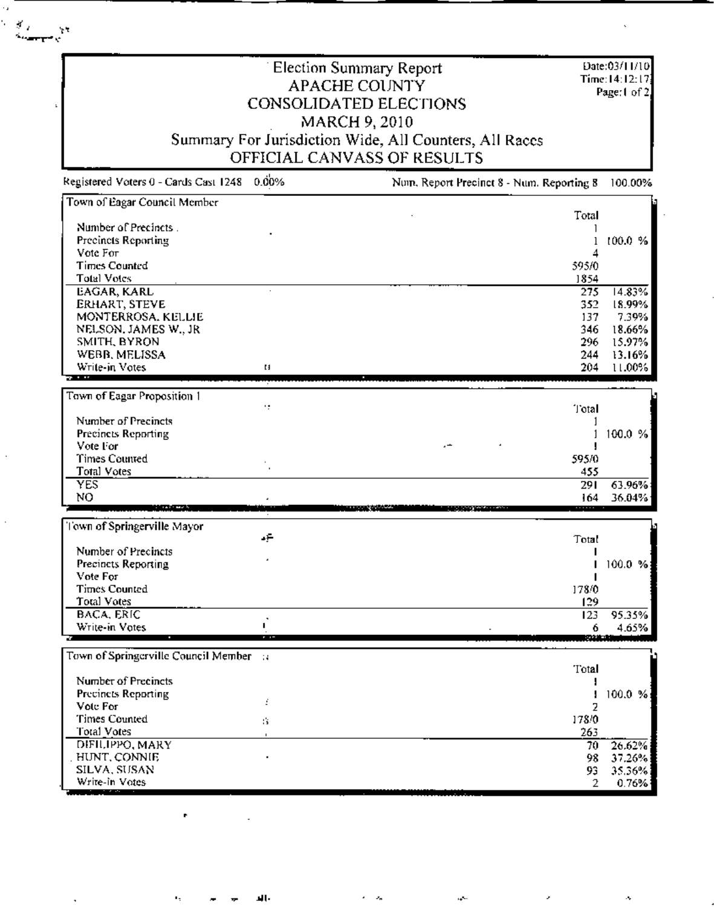# Election Summary Report

## APACHE COUNTY
## CONSOLIDATED ELECTIONS
## MARCH 9, 2010

Summary For Jurisdiction Wide, All Counters, All Races

OFFICIAL CANVASS OF RESULTS

Date:03/11/10
Time:14:12:17
Page:1 of 2

Registered Voters 0 - Cards Cast 1248 0.00% Num. Report Precinct 8 - Num. Reporting 8 100.00%

### Town of Eagar Council Member

| | Total | |
|---|---|---|
| Number of Precincts | 1 | |
| Precincts Reporting | 1 | 100.0 % |
| Vote For | 4 | |
| Times Counted | 595/0 | |
| Total Votes | 1854 | |
| EAGAR, KARL | 275 | 14.83% |
| ERHART, STEVE | 352 | 18.99% |
| MONTERROSA, KELLIE | 137 | 7.39% |
| NELSON, JAMES W., JR | 346 | 18.66% |
| SMITH, BYRON | 296 | 15.97% |
| WEBB, MELISSA | 244 | 13.16% |
| Write-in Votes | 204 | 11.00% |

### Town of Eagar Proposition 1

| | Total | |
|---|---|---|
| Number of Precincts | 1 | |
| Precincts Reporting | 1 | 100.0 % |
| Vote For | 1 | |
| Times Counted | 595/0 | |
| Total Votes | 455 | |
| YES | 291 | 63.96% |
| NO | 164 | 36.04% |

### Town of Springerville Mayor

| | Total | |
|---|---|---|
| Number of Precincts | 1 | |
| Precincts Reporting | 1 | 100.0 % |
| Vote For | 1 | |
| Times Counted | 178/0 | |
| Total Votes | 129 | |
| BACA, ERIC | 123 | 95.35% |
| Write-in Votes | 6 | 4.65% |

### Town of Springerville Council Member

| | Total | |
|---|---|---|
| Number of Precincts | 1 | |
| Precincts Reporting | 1 | 100.0 % |
| Vote For | 2 | |
| Times Counted | 178/0 | |
| Total Votes | 263 | |
| DIFILIPPO, MARY | 70 | 26.62% |
| HUNT, CONNIE | 98 | 37.26% |
| SILVA, SUSAN | 93 | 35.36% |
| Write-in Votes | 2 | 0.76% |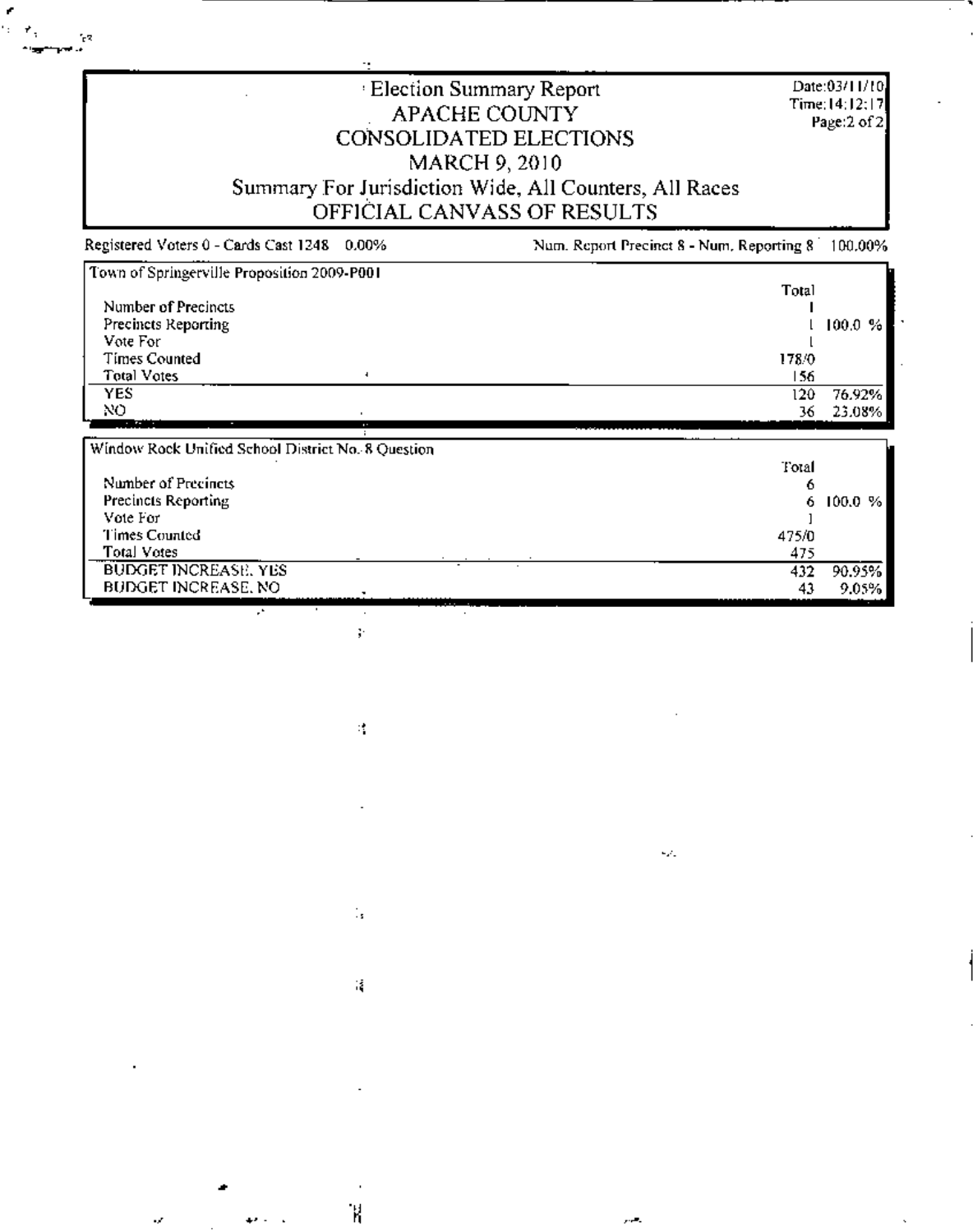# Election Summary Report
## APACHE COUNTY
## CONSOLIDATED ELECTIONS
## MARCH 9, 2010
## Summary For Jurisdiction Wide, All Counters, All Races
## OFFICIAL CANVASS OF RESULTS

Date:03/11/10
Time:14:12:17

Registered Voters 0 - Cards Cast 1248 0.00% | Num. Report Precinct 8 - Num. Reporting 8 100.00%

### Town of Springerville Proposition 2009-P001

| | Total | |
|---|---|---|
| Number of Precincts | 1 | |
| Precincts Reporting | 1 | 100.0 % |
| Vote For | 1 | |
| Times Counted | 178/0 | |
| Total Votes | 156 | |
| YES | 120 | 76.92% |
| NO | 36 | 23.08% |

### Window Rock Unified School District No. 8 Question

| | Total | |
|---|---|---|
| Number of Precincts | 6 | |
| Precincts Reporting | 6 | 100.0 % |
| Vote For | 1 | |
| Times Counted | 475/0 | |
| Total Votes | 475 | |
| BUDGET INCREASE, YES | 432 | 90.95% |
| BUDGET INCREASE, NO | 43 | 9.05% |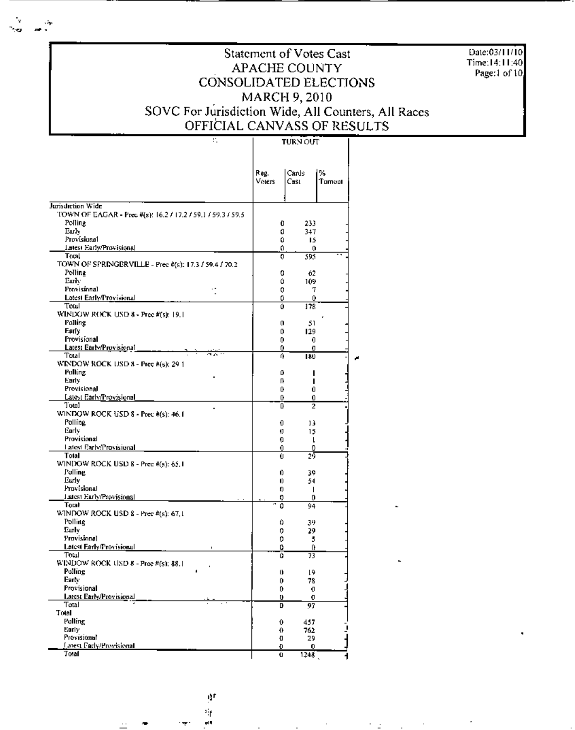# Statement of Votes Cast
## APACHE COUNTY
## CONSOLIDATED ELECTIONS
## MARCH 9, 2010
## SOVC For Jurisdiction Wide, All Counters, All Races
## OFFICIAL CANVASS OF RESULTS

Date:03/11/10
Time:14:11:40

| | TURN OUT | | |
|---|---|---|---|
| | Reg. Voters | Cards Cast | % Turnout |
| **Jurisdiction Wide** | | | |
| TOWN OF EAGAR - Prec #(s): 16.2 / 17.2 / 59.1 / 59.3 / 59.5 | | | |
| Polling | 0 | 233 | - |
| Early | 0 | 347 | - |
| Provisional | 0 | 15 | - |
| Latest Early/Provisional | 0 | 0 | - |
| Total | 0 | 595 | - |
| TOWN OF SPRINGERVILLE - Prec #(s): 17.3 / 59.4 / 70.2 | | | |
| Polling | 0 | 62 | - |
| Early | 0 | 109 | - |
| Provisional | 0 | 7 | - |
| Latest Early/Provisional | 0 | 0 | - |
| Total | 0 | 178 | - |
| WINDOW ROCK USD 8 - Prec #(s): 19.1 | | | |
| Polling | 0 | 51 | - |
| Early | 0 | 129 | - |
| Provisional | 0 | 0 | - |
| Latest Early/Provisional | 0 | 0 | - |
| Total | 0 | 180 | - |
| WINDOW ROCK USD 8 - Prec #(s): 29.1 | | | |
| Polling | 0 | 1 | - |
| Early | 0 | 1 | - |
| Provisional | 0 | 0 | - |
| Latest Early/Provisional | 0 | 0 | - |
| Total | 0 | 2 | - |
| WINDOW ROCK USD 8 - Prec #(s): 46.1 | | | |
| Polling | 0 | 13 | - |
| Early | 0 | 15 | - |
| Provisional | 0 | 1 | - |
| Latest Early/Provisional | 0 | 0 | - |
| Total | 0 | 29 | - |
| WINDOW ROCK USD 8 - Prec #(s): 65.1 | | | |
| Polling | 0 | 39 | - |
| Early | 0 | 54 | - |
| Provisional | 0 | 1 | - |
| Latest Early/Provisional | 0 | 0 | - |
| Total | 0 | 94 | - |
| WINDOW ROCK USD 8 - Prec #(s): 67.1 | | | |
| Polling | 0 | 39 | - |
| Early | 0 | 29 | - |
| Provisional | 0 | 5 | - |
| Latest Early/Provisional | 0 | 0 | - |
| Total | 0 | 73 | - |
| WINDOW ROCK USD 8 - Prec #(s): 88.1 | | | |
| Polling | 0 | 19 | - |
| Early | 0 | 78 | - |
| Provisional | 0 | 0 | - |
| Latest Early/Provisional | 0 | 0 | - |
| Total | 0 | 97 | - |
| **Total** | | | |
| Polling | 0 | 457 | - |
| Early | 0 | 762 | - |
| Provisional | 0 | 29 | - |
| Latest Early/Provisional | 0 | 0 | - |
| Total | 0 | 1248 | - |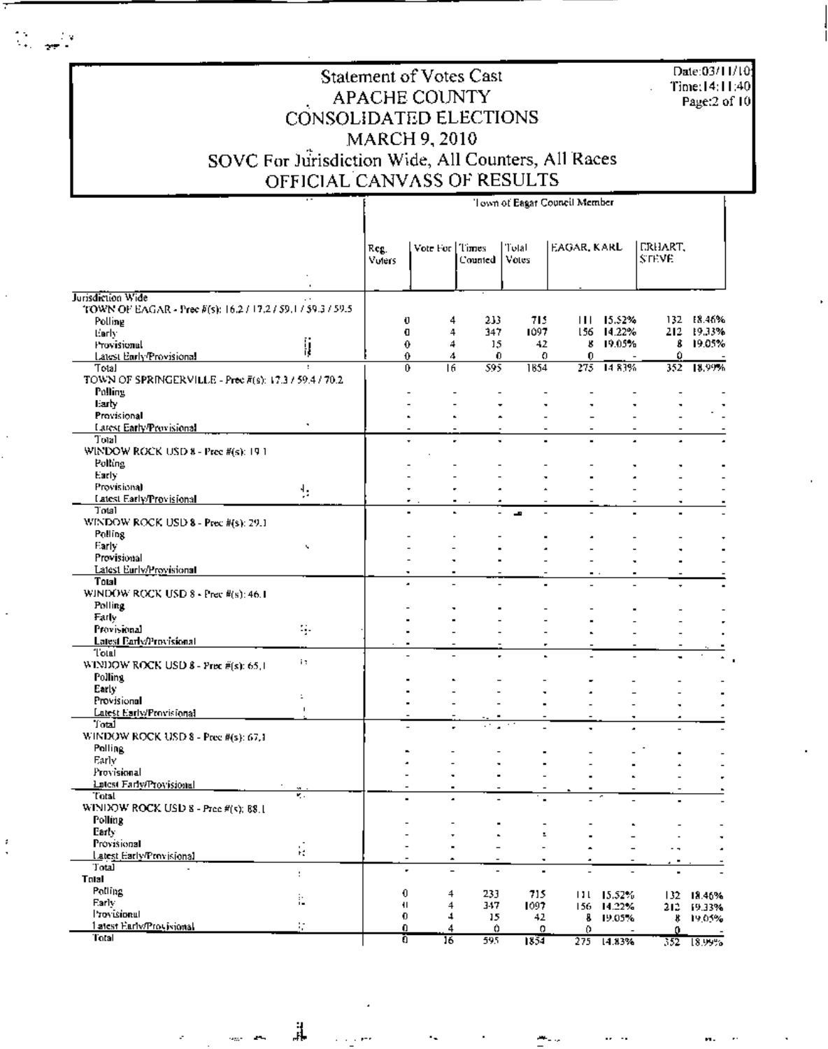# Statement of Votes Cast
# APACHE COUNTY
# CONSOLIDATED ELECTIONS
# MARCH 9, 2010
## SOVC For Jurisdiction Wide, All Counters, All Races
## OFFICIAL CANVASS OF RESULTS

Date:03/11/10
Time:14:11:40

| | Town of Eagar Council Member | | | | | | | |
|---|---|---|---|---|---|---|---|---|
| | Reg. Voters | Vote For | Times Counted | Total Votes | EAGAR, KARL | | ERHART, STEVE | |
| **Jurisdiction Wide** | | | | | | | | |
| TOWN OF EAGAR - Prec #(s): 16.2 / 17.2 / 59.1 / 59.3 / 59.5 | | | | | | | | |
| Polling | 0 | 4 | 233 | 715 | 111 | 15.52% | 132 | 18.46% |
| Early | 0 | 4 | 347 | 1097 | 156 | 14.22% | 212 | 19.33% |
| Provisional | 0 | 4 | 15 | 42 | 8 | 19.05% | 8 | 19.05% |
| Latest Early/Provisional | 0 | 4 | 0 | 0 | 0 | - | 0 | - |
| Total | 0 | 16 | 595 | 1854 | 275 | 14.83% | 352 | 18.99% |
| TOWN OF SPRINGERVILLE - Prec #(s): 17.3 / 59.4 / 70.2 | | | | | | | | |
| Polling | - | - | - | - | - | - | - | - |
| Early | - | - | - | - | - | - | - | - |
| Provisional | - | - | - | - | - | - | - | - |
| Latest Early/Provisional | - | - | - | - | - | - | - | - |
| Total | - | - | - | - | - | - | - | - |
| WINDOW ROCK USD 8 - Prec #(s): 19.1 | | | | | | | | |
| Polling | - | - | - | - | - | - | - | - |
| Early | - | - | - | - | - | - | - | - |
| Provisional | - | - | - | - | - | - | - | - |
| Latest Early/Provisional | - | - | - | - | - | - | - | - |
| Total | - | - | - | - | - | - | - | - |
| WINDOW ROCK USD 8 - Prec #(s): 29.1 | | | | | | | | |
| Polling | - | - | - | - | - | - | - | - |
| Early | - | - | - | - | - | - | - | - |
| Provisional | - | - | - | - | - | - | - | - |
| Latest Early/Provisional | - | - | - | - | - | - | - | - |
| Total | - | - | - | - | - | - | - | - |
| WINDOW ROCK USD 8 - Prec #(s): 46.1 | | | | | | | | |
| Polling | - | - | - | - | - | - | - | - |
| Early | - | - | - | - | - | - | - | - |
| Provisional | - | - | - | - | - | - | - | - |
| Latest Early/Provisional | - | - | - | - | - | - | - | - |
| Total | - | - | - | - | - | - | - | - |
| WINDOW ROCK USD 8 - Prec #(s): 65.1 | | | | | | | | |
| Polling | - | - | - | - | - | - | - | - |
| Early | - | - | - | - | - | - | - | - |
| Provisional | - | - | - | - | - | - | - | - |
| Latest Early/Provisional | - | - | - | - | - | - | - | - |
| Total | - | - | - | - | - | - | - | - |
| WINDOW ROCK USD 8 - Prec #(s): 67.1 | | | | | | | | |
| Polling | - | - | - | - | - | - | - | - |
| Early | - | - | - | - | - | - | - | - |
| Provisional | - | - | - | - | - | - | - | - |
| Latest Early/Provisional | - | - | - | - | - | - | - | - |
| Total | - | - | - | - | - | - | - | - |
| WINDOW ROCK USD 8 - Prec #(s): 88.1 | | | | | | | | |
| Polling | - | - | - | - | - | - | - | - |
| Early | - | - | - | - | - | - | - | - |
| Provisional | - | - | - | - | - | - | - | - |
| Latest Early/Provisional | - | - | - | - | - | - | - | - |
| Total | - | - | - | - | - | - | - | - |
| **Total** | | | | | | | | |
| Polling | 0 | 4 | 233 | 715 | 111 | 15.52% | 132 | 18.46% |
| Early | 0 | 4 | 347 | 1097 | 156 | 14.22% | 212 | 19.33% |
| Provisional | 0 | 4 | 15 | 42 | 8 | 19.05% | 8 | 19.05% |
| Latest Early/Provisional | 0 | 4 | 0 | 0 | 0 | - | 0 | - |
| Total | 0 | 16 | 595 | 1854 | 275 | 14.83% | 352 | 18.99% |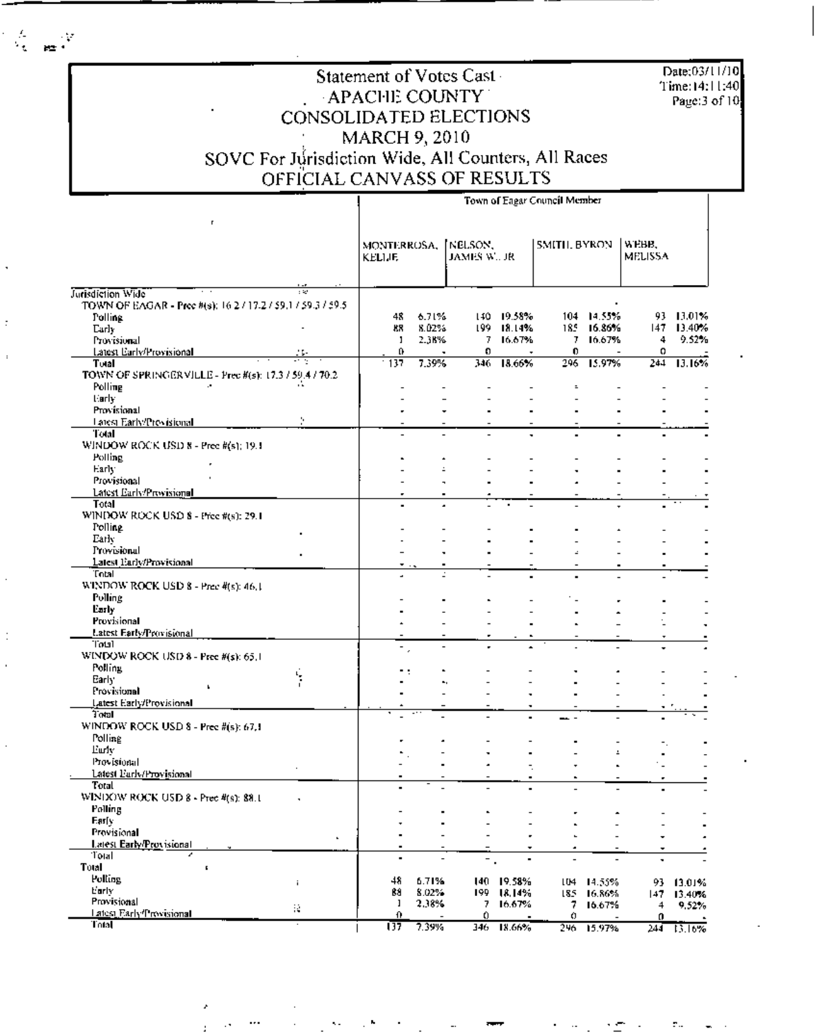# Statement of Votes Cast
## APACHE COUNTY
## CONSOLIDATED ELECTIONS
## MARCH 9, 2010
## SOVC For Jurisdiction Wide, All Counters, All Races
## OFFICIAL CANVASS OF RESULTS

Date:03/11/10
Time:14:11:40

| | Town of Eagar Council Member | | | | | | | |
|---|---|---|---|---|---|---|---|---|
| | MONTERROSA, KELLIE | | NELSON, JAMES W., JR | | SMITH, BYRON | | WEBB, MELISSA | |
| **Jurisdiction Wide** | | | | | | | | |
| TOWN OF EAGAR - Prec #(s): 16.2 / 17.2 / 59.1 / 59.3 / 59.5 | | | | | | | | |
| Polling | 48 | 6.71% | 140 | 19.58% | 104 | 14.55% | 93 | 13.01% |
| Early | 88 | 8.02% | 199 | 18.14% | 185 | 16.86% | 147 | 13.40% |
| Provisional | 1 | 2.38% | 7 | 16.67% | 7 | 16.67% | 4 | 9.52% |
| Latest Early/Provisional | 0 | - | 0 | - | 0 | - | 0 | - |
| Total | 137 | 7.39% | 346 | 18.66% | 296 | 15.97% | 244 | 13.16% |
| TOWN OF SPRINGERVILLE - Prec #(s): 17.3 / 59.4 / 70.2 | | | | | | | | |
| Polling | - | - | - | - | - | - | - | - |
| Early | - | - | - | - | - | - | - | - |
| Provisional | - | - | - | - | - | - | - | - |
| Latest Early/Provisional | - | - | - | - | - | - | - | - |
| Total | - | - | - | - | - | - | - | - |
| WINDOW ROCK USD 8 - Prec #(s): 19.1 | | | | | | | | |
| Polling | - | - | - | - | - | - | - | - |
| Early | - | - | - | - | - | - | - | - |
| Provisional | - | - | - | - | - | - | - | - |
| Latest Early/Provisional | - | - | - | - | - | - | - | - |
| Total | - | - | - | - | - | - | - | - |
| WINDOW ROCK USD 8 - Prec #(s): 29.1 | | | | | | | | |
| Polling | - | - | - | - | - | - | - | - |
| Early | - | - | - | - | - | - | - | - |
| Provisional | - | - | - | - | - | - | - | - |
| Latest Early/Provisional | - | - | - | - | - | - | - | - |
| Total | - | - | - | - | - | - | - | - |
| WINDOW ROCK USD 8 - Prec #(s): 46.1 | | | | | | | | |
| Polling | - | - | - | - | - | - | - | - |
| Early | - | - | - | - | - | - | - | - |
| Provisional | - | - | - | - | - | - | - | - |
| Latest Early/Provisional | - | - | - | - | - | - | - | - |
| Total | - | - | - | - | - | - | - | - |
| WINDOW ROCK USD 8 - Prec #(s): 65.1 | | | | | | | | |
| Polling | - | - | - | - | - | - | - | - |
| Early | - | - | - | - | - | - | - | - |
| Provisional | - | - | - | - | - | - | - | - |
| Latest Early/Provisional | - | - | - | - | - | - | - | - |
| Total | - | - | - | - | - | - | - | - |
| WINDOW ROCK USD 8 - Prec #(s): 67.1 | | | | | | | | |
| Polling | - | - | - | - | - | - | - | - |
| Early | - | - | - | - | - | - | - | - |
| Provisional | - | - | - | - | - | - | - | - |
| Latest Early/Provisional | - | - | - | - | - | - | - | - |
| Total | - | - | - | - | - | - | - | - |
| WINDOW ROCK USD 8 - Prec #(s): 88.1 | | | | | | | | |
| Polling | - | - | - | - | - | - | - | - |
| Early | - | - | - | - | - | - | - | - |
| Provisional | - | - | - | - | - | - | - | - |
| Latest Early/Provisional | - | - | - | - | - | - | - | - |
| Total | - | - | - | - | - | - | - | - |
| **Total** | | | | | | | | |
| Polling | 48 | 6.71% | 140 | 19.58% | 104 | 14.55% | 93 | 13.01% |
| Early | 88 | 8.02% | 199 | 18.14% | 185 | 16.86% | 147 | 13.40% |
| Provisional | 1 | 2.38% | 7 | 16.67% | 7 | 16.67% | 4 | 9.52% |
| Latest Early/Provisional | 0 | - | 0 | - | 0 | - | 0 | - |
| Total | 137 | 7.39% | 346 | 18.66% | 296 | 15.97% | 244 | 13.16% |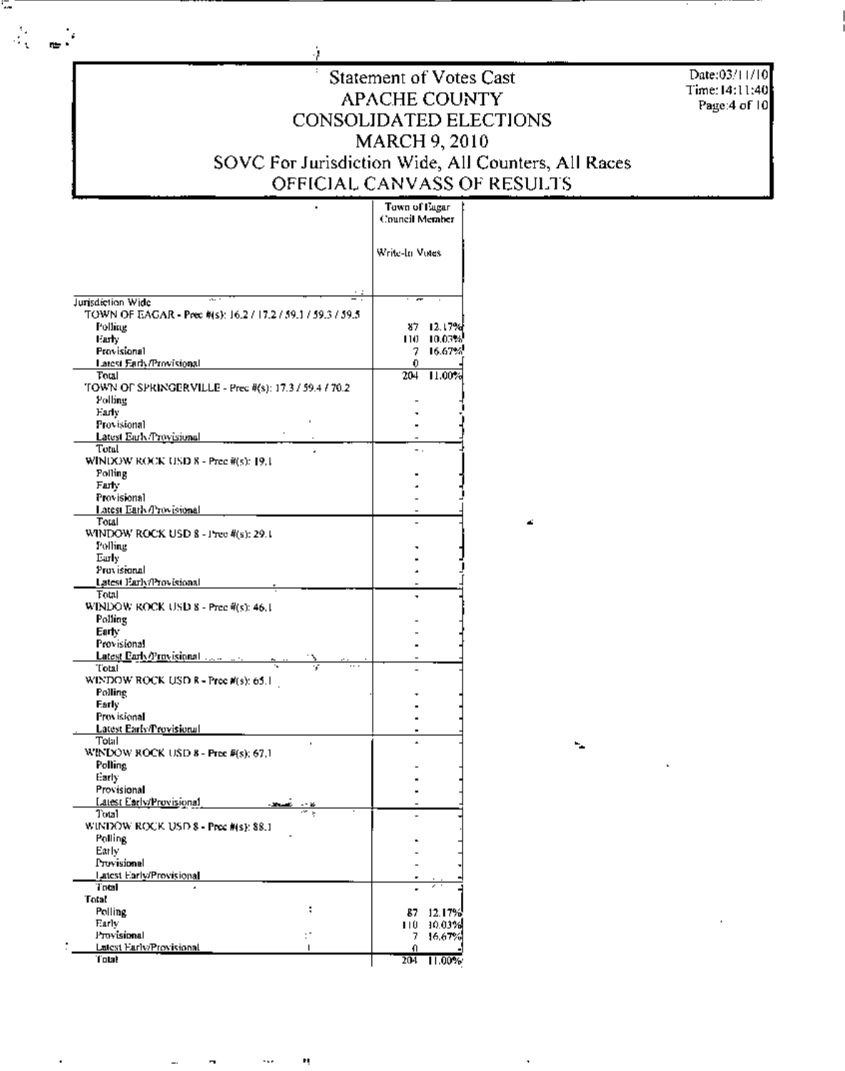# Statement of Votes Cast
## APACHE COUNTY
## CONSOLIDATED ELECTIONS
## MARCH 9, 2010
## SOVC For Jurisdiction Wide, All Counters, All Races
## OFFICIAL CANVASS OF RESULTS

Date:03/11/10
Time:14:11:40

| | Town of Eagar Council Member | |
|---|---|---|
| | Write-In Votes | |
| **Jurisdiction Wide** | | |
| TOWN OF EAGAR - Prec #(s): 16.2 / 17.2 / 59.1 / 59.3 / 59.5 | | |
| Polling | 87 | 12.17% |
| Early | 110 | 10.03% |
| Provisional | 7 | 16.67% |
| Latest Early/Provisional | 0 | - |
| Total | 204 | 11.00% |
| TOWN OF SPRINGERVILLE - Prec #(s): 17.3 / 59.4 / 70.2 | | |
| Polling | - | - |
| Early | - | - |
| Provisional | - | - |
| Latest Early/Provisional | - | - |
| Total | - | - |
| WINDOW ROCK USD 8 - Prec #(s): 19.1 | | |
| Polling | - | - |
| Early | - | - |
| Provisional | - | - |
| Latest Early/Provisional | - | - |
| Total | - | - |
| WINDOW ROCK USD 8 - Prec #(s): 29.1 | | |
| Polling | - | - |
| Early | - | - |
| Provisional | - | - |
| Latest Early/Provisional | - | - |
| Total | - | - |
| WINDOW ROCK USD 8 - Prec #(s): 46.1 | | |
| Polling | - | - |
| Early | - | - |
| Provisional | - | - |
| Latest Early/Provisional | - | - |
| Total | - | - |
| WINDOW ROCK USD 8 - Prec #(s): 65.1 | | |
| Polling | - | - |
| Early | - | - |
| Provisional | - | - |
| Latest Early/Provisional | - | - |
| Total | - | - |
| WINDOW ROCK USD 8 - Prec #(s): 67.1 | | |
| Polling | - | - |
| Early | - | - |
| Provisional | - | - |
| Latest Early/Provisional | - | - |
| Total | - | - |
| WINDOW ROCK USD 8 - Prec #(s): 88.1 | | |
| Polling | - | - |
| Early | - | - |
| Provisional | - | - |
| Latest Early/Provisional | - | - |
| Total | - | - |
| **Total** | | |
| Polling | 87 | 12.17% |
| Early | 110 | 10.03% |
| Provisional | 7 | 16.67% |
| Latest Early/Provisional | 0 | - |
| Total | 204 | 11.00% |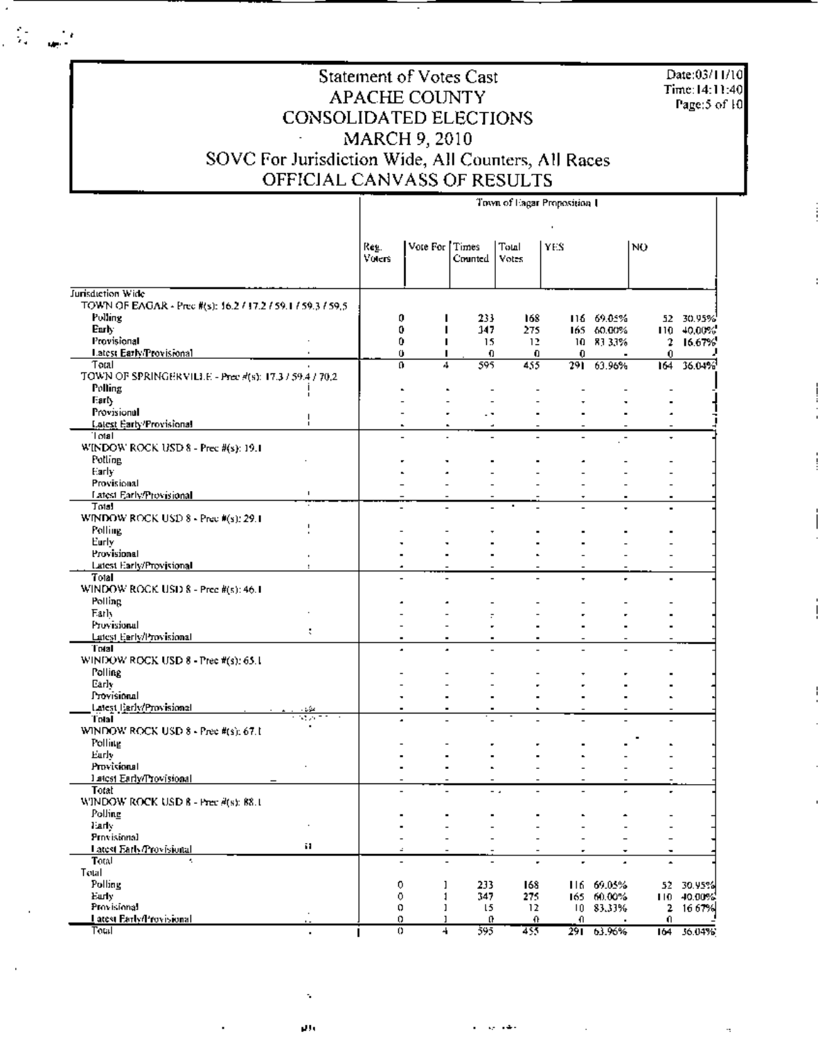# Statement of Votes Cast
# APACHE COUNTY
# CONSOLIDATED ELECTIONS
# MARCH 9, 2010
## SOVC For Jurisdiction Wide, All Counters, All Races
## OFFICIAL CANVASS OF RESULTS

Date:03/11/10
Time:14:11:40

| | Town of Eagar Proposition 1 | | | | | | | |
|---|---|---|---|---|---|---|---|---|
| | Reg. Voters | Vote For | Times Counted | Total Votes | YES | | NO | |
| **Jurisdiction Wide** | | | | | | | | |
| TOWN OF EAGAR - Prec #(s): 16.2 / 17.2 / 59.1 / 59.3 / 59.5 | | | | | | | | |
| Polling | 0 | 1 | 233 | 168 | 116 | 69.05% | 52 | 30.95% |
| Early | 0 | 1 | 347 | 275 | 165 | 60.00% | 110 | 40.00% |
| Provisional | 0 | 1 | 15 | 12 | 10 | 83.33% | 2 | 16.67% |
| Latest Early/Provisional | 0 | 1 | 0 | 0 | 0 | - | 0 | |
| Total | 0 | 4 | 595 | 455 | 291 | 63.96% | 164 | 36.04% |
| TOWN OF SPRINGERVILLE - Prec #(s): 17.3 / 59.4 / 70.2 | | | | | | | | |
| Polling | - | - | - | - | - | - | - | |
| Early | - | - | - | - | - | - | - | |
| Provisional | - | - | - | - | - | - | - | |
| Latest Early/Provisional | - | - | - | - | - | - | - | |
| Total | - | - | - | - | - | - | - | |
| WINDOW ROCK USD 8 - Prec #(s): 19.1 | | | | | | | | |
| Polling | - | - | - | - | - | - | - | |
| Early | - | - | - | - | - | - | - | |
| Provisional | - | - | - | - | - | - | - | |
| Latest Early/Provisional | - | - | - | - | - | - | - | |
| Total | - | - | - | - | - | - | - | |
| WINDOW ROCK USD 8 - Prec #(s): 29.1 | | | | | | | | |
| Polling | - | - | - | - | - | - | - | |
| Early | - | - | - | - | - | - | - | |
| Provisional | - | - | - | - | - | - | - | |
| Latest Early/Provisional | - | - | - | - | - | - | - | |
| Total | - | - | - | - | - | - | - | |
| WINDOW ROCK USD 8 - Prec #(s): 46.1 | | | | | | | | |
| Polling | - | - | - | - | - | - | - | |
| Early | - | - | - | - | - | - | - | |
| Provisional | - | - | - | - | - | - | - | |
| Latest Early/Provisional | - | - | - | - | - | - | - | |
| Total | - | - | - | - | - | - | - | |
| WINDOW ROCK USD 8 - Prec #(s): 65.1 | | | | | | | | |
| Polling | - | - | - | - | - | - | - | |
| Early | - | - | - | - | - | - | - | |
| Provisional | - | - | - | - | - | - | - | |
| Latest Early/Provisional | - | - | - | - | - | - | - | |
| Total | - | - | - | - | - | - | - | |
| WINDOW ROCK USD 8 - Prec #(s): 67.1 | | | | | | | | |
| Polling | - | - | - | - | - | - | - | |
| Early | - | - | - | - | - | - | - | |
| Provisional | - | - | - | - | - | - | - | |
| Latest Early/Provisional | - | - | - | - | - | - | - | |
| Total | - | - | - | - | - | - | - | |
| WINDOW ROCK USD 8 - Prec #(s): 88.1 | | | | | | | | |
| Polling | - | - | - | - | - | - | - | |
| Early | - | - | - | - | - | - | - | |
| Provisional | - | - | - | - | - | - | - | |
| Latest Early/Provisional | - | - | - | - | - | - | - | |
| Total | - | - | - | - | - | - | - | |
| **Total** | | | | | | | | |
| Polling | 0 | 1 | 233 | 168 | 116 | 69.05% | 52 | 30.95% |
| Early | 0 | 1 | 347 | 275 | 165 | 60.00% | 110 | 40.00% |
| Provisional | 0 | 1 | 15 | 12 | 10 | 83.33% | 2 | 16.67% |
| Latest Early/Provisional | 0 | 1 | 0 | 0 | 0 | - | 0 | |
| Total | 0 | 4 | 595 | 455 | 291 | 63.96% | 164 | 36.04% |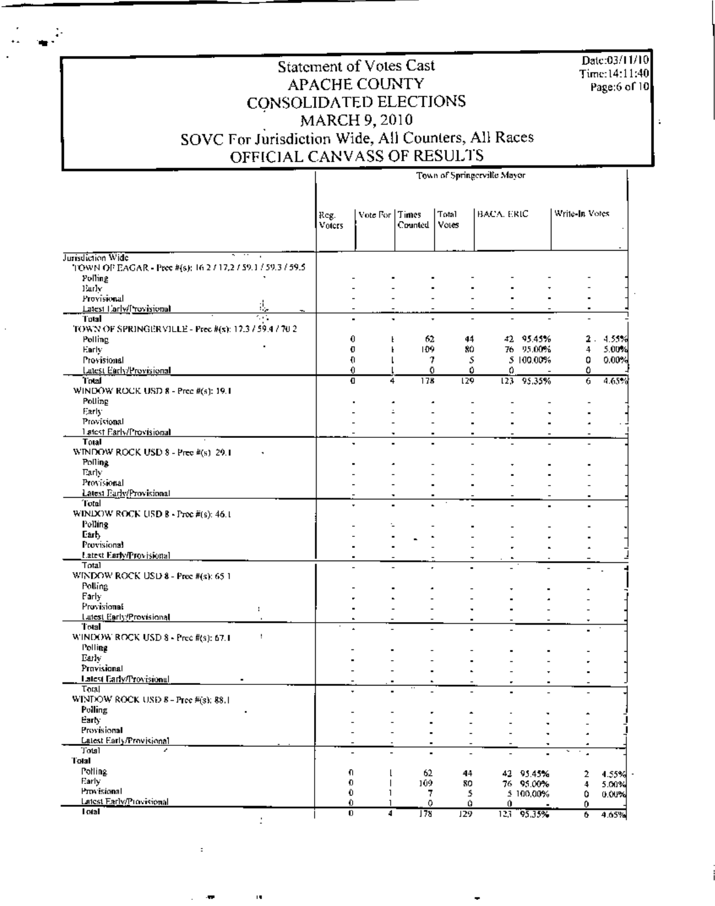# Statement of Votes Cast
# APACHE COUNTY
# CONSOLIDATED ELECTIONS
# MARCH 9, 2010
## SOVC For Jurisdiction Wide, All Counters, All Races
## OFFICIAL CANVASS OF RESULTS

Date:03/11/10
Time:14:11:40

| | Town of Springerville Mayor | | | | | | | |
|---|---|---|---|---|---|---|---|---|
| | Reg. Voters | Vote For | Times Counted | Total Votes | BACA, ERIC | | Write-In Votes | |
| **Jurisdiction Wide** | | | | | | | | |
| TOWN OF EAGAR - Prec #(s): 16.2 / 17.2 / 59.1 / 59.3 / 59.5 | | | | | | | | |
| Polling | - | - | - | - | - | - | - | - |
| Early | - | - | - | - | - | - | - | - |
| Provisional | - | - | - | - | - | - | - | - |
| Latest Early/Provisional | - | - | - | - | - | - | - | - |
| Total | - | - | - | - | - | - | - | - |
| TOWN OF SPRINGERVILLE - Prec #(s): 17.3 / 59.4 / 70.2 | | | | | | | | |
| Polling | 0 | 1 | 62 | 44 | 42 | 95.45% | 2 | 4.55% |
| Early | 0 | 1 | 109 | 80 | 76 | 95.00% | 4 | 5.00% |
| Provisional | 0 | 1 | 7 | 5 | 5 | 100.00% | 0 | 0.00% |
| Latest Early/Provisional | 0 | 1 | 0 | 0 | 0 | - | 0 | |
| Total | 0 | 4 | 178 | 129 | 123 | 95.35% | 6 | 4.65% |
| WINDOW ROCK USD 8 - Prec #(s): 19.1 | | | | | | | | |
| Polling | - | - | - | - | - | - | - | - |
| Early | - | - | - | - | - | - | - | - |
| Provisional | - | - | - | - | - | - | - | - |
| Latest Early/Provisional | - | - | - | - | - | - | - | - |
| Total | - | - | - | - | - | - | - | - |
| WINDOW ROCK USD 8 - Prec #(s): 29.1 | | | | | | | | |
| Polling | - | - | - | - | - | - | - | - |
| Early | - | - | - | - | - | - | - | - |
| Provisional | - | - | - | - | - | - | - | - |
| Latest Early/Provisional | - | - | - | - | - | - | - | - |
| Total | - | - | - | - | - | - | - | - |
| WINDOW ROCK USD 8 - Prec #(s): 46.1 | | | | | | | | |
| Polling | - | - | - | - | - | - | - | - |
| Early | - | - | - | - | - | - | - | - |
| Provisional | - | - | - | - | - | - | - | - |
| Latest Early/Provisional | - | - | - | - | - | - | - | - |
| Total | - | - | - | - | - | - | - | - |
| WINDOW ROCK USD 8 - Prec #(s): 65.1 | | | | | | | | |
| Polling | - | - | - | - | - | - | - | - |
| Early | - | - | - | - | - | - | - | - |
| Provisional | - | - | - | - | - | - | - | - |
| Latest Early/Provisional | - | - | - | - | - | - | - | - |
| Total | - | - | - | - | - | - | - | - |
| WINDOW ROCK USD 8 - Prec #(s): 67.1 | | | | | | | | |
| Polling | - | - | - | - | - | - | - | - |
| Early | - | - | - | - | - | - | - | - |
| Provisional | - | - | - | - | - | - | - | - |
| Latest Early/Provisional | - | - | - | - | - | - | - | - |
| Total | - | - | - | - | - | - | - | - |
| WINDOW ROCK USD 8 - Prec #(s): 88.1 | | | | | | | | |
| Polling | - | - | - | - | - | - | - | - |
| Early | - | - | - | - | - | - | - | - |
| Provisional | - | - | - | - | - | - | - | - |
| Latest Early/Provisional | - | - | - | - | - | - | - | - |
| Total | - | - | - | - | - | - | - | - |
| **Total** | | | | | | | | |
| Polling | 0 | 1 | 62 | 44 | 42 | 95.45% | 2 | 4.55% |
| Early | 0 | 1 | 109 | 80 | 76 | 95.00% | 4 | 5.00% |
| Provisional | 0 | 1 | 7 | 5 | 5 | 100.00% | 0 | 0.00% |
| Latest Early/Provisional | 0 | 1 | 0 | 0 | 0 | - | 0 | |
| Total | 0 | 4 | 178 | 129 | 123 | 95.35% | 6 | 4.65% |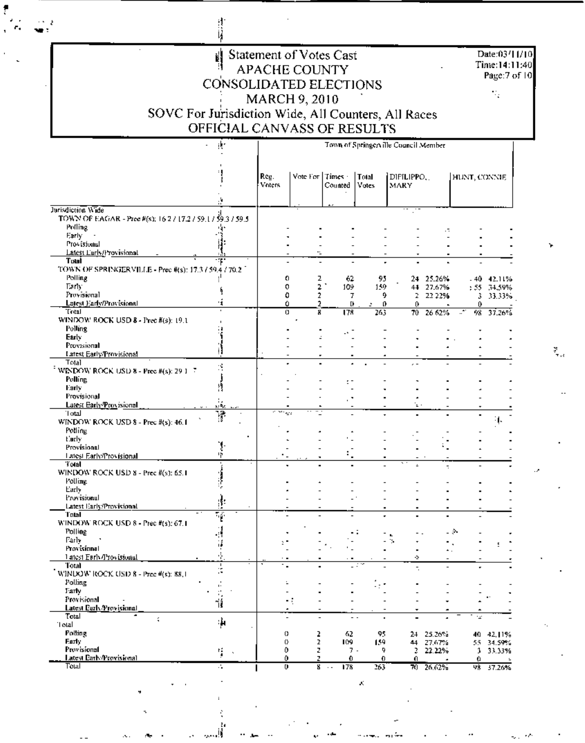# Statement of Votes Cast
## APACHE COUNTY
## CONSOLIDATED ELECTIONS
## MARCH 9, 2010
## SOVC For Jurisdiction Wide, All Counters, All Races
## OFFICIAL CANVASS OF RESULTS

Date:03/11/10
Time:14:11:40

| | Town of Springerville Council Member | | | | | | | |
|---|---|---|---|---|---|---|---|---|
| | Reg. Voters | Vote For | Times Counted | Total Votes | DIFILIPPO, MARY | | HUNT, CONNIE | |
| **Jurisdiction Wide** | | | | | | | | |
| TOWN OF EAGAR - Prec #(s): 16.2 / 17.2 / 59.1 / 59.3 / 59.5 | | | | | | | | |
| Polling | - | - | - | - | - | - | - | - |
| Early | - | - | - | - | - | - | - | - |
| Provisional | - | - | - | - | - | - | - | - |
| Latest Early/Provisional | - | - | - | - | - | - | - | - |
| **Total** | - | - | - | - | - | - | - | - |
| TOWN OF SPRINGERVILLE - Prec #(s): 17.3 / 59.4 / 70.2 | | | | | | | | |
| Polling | 0 | 2 | 62 | 95 | 24 | 25.26% | 40 | 42.11% |
| Early | 0 | 2 | 109 | 159 | 44 | 27.67% | 55 | 34.59% |
| Provisional | 0 | 2 | 7 | 9 | 2 | 22.22% | 3 | 33.33% |
| Latest Early/Provisional | 0 | 2 | 0 | 0 | 0 | - | 0 | - |
| Total | 0 | 8 | 178 | 263 | 70 | 26.62% | 98 | 37.26% |
| WINDOW ROCK USD 8 - Prec #(s): 19.1 | | | | | | | | |
| Polling | - | - | - | - | - | - | - | - |
| Early | - | - | - | - | - | - | - | - |
| Provisional | - | - | - | - | - | - | - | - |
| Latest Early/Provisional | - | - | - | - | - | - | - | - |
| Total | - | - | - | - | - | - | - | - |
| WINDOW ROCK USD 8 - Prec #(s): 29.1 | | | | | | | | |
| Polling | - | - | - | - | - | - | - | - |
| Early | - | - | - | - | - | - | - | - |
| Provisional | - | - | - | - | - | - | - | - |
| Latest Early/Provisional | - | - | - | - | - | - | - | - |
| Total | - | - | - | - | - | - | - | - |
| WINDOW ROCK USD 8 - Prec #(s): 46.1 | | | | | | | | |
| Polling | - | - | - | - | - | - | - | - |
| Early | - | - | - | - | - | - | - | - |
| Provisional | - | - | - | - | - | - | - | - |
| Latest Early/Provisional | - | - | - | - | - | - | - | - |
| **Total** | - | - | - | - | - | - | - | - |
| WINDOW ROCK USD 8 - Prec #(s): 65.1 | | | | | | | | |
| Polling | - | - | - | - | - | - | - | - |
| Early | - | - | - | - | - | - | - | - |
| Provisional | - | - | - | - | - | - | - | - |
| Latest Early/Provisional | - | - | - | - | - | - | - | - |
| **Total** | - | - | - | - | - | - | - | - |
| WINDOW ROCK USD 8 - Prec #(s): 67.1 | | | | | | | | |
| Polling | - | - | - | - | - | - | - | - |
| Early | - | - | - | - | - | - | - | - |
| Provisional | - | - | - | - | - | - | - | - |
| Latest Early/Provisional | - | - | - | - | - | - | - | - |
| Total | - | - | - | - | - | - | - | - |
| WINDOW ROCK USD 8 - Prec #(s): 88.1 | | | | | | | | |
| Polling | - | - | - | - | - | - | - | - |
| Early | - | - | - | - | - | - | - | - |
| Provisional | - | - | - | - | - | - | - | - |
| **Latest Early/Provisional** | - | - | - | - | - | - | - | - |
| **Total** | - | - | - | - | - | - | - | - |
| Total | | | | | | | | |
| **Polling** | 0 | 2 | 62 | 95 | 24 | 25.26% | 40 | 42.11% |
| **Early** | 0 | 2 | 109 | 159 | 44 | 27.67% | 55 | 34.59% |
| **Provisional** | 0 | 2 | 7 | 9 | 2 | 22.22% | 3 | 33.33% |
| **Latest Early/Provisional** | 0 | 2 | 0 | 0 | 0 | - | 0 | - |
| Total | 0 | 8 | 178 | 263 | 70 | 26.62% | 98 | 37.26% |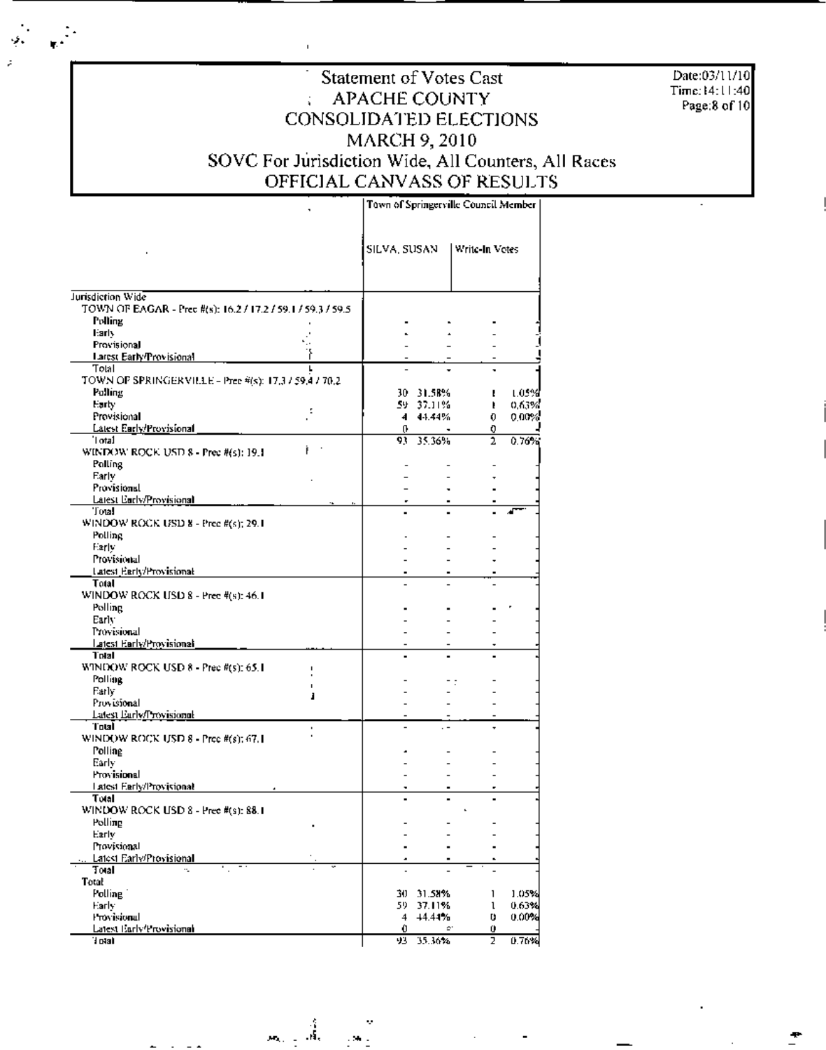# Statement of Votes Cast
# APACHE COUNTY
# CONSOLIDATED ELECTIONS
# MARCH 9, 2010
## SOVC For Jurisdiction Wide, All Counters, All Races
## OFFICIAL CANVASS OF RESULTS

Date:03/11/10
Time:14:11:40

| | Town of Springerville Council Member | | | |
|---|---|---|---|---|
| | SILVA, SUSAN | | Write-In Votes | |
| **Jurisdiction Wide** | | | | |
| TOWN OF EAGAR - Prec #(s): 16.2 / 17.2 / 59.1 / 59.3 / 59.5 | | | | |
| Polling | - | - | - | - |
| Early | - | - | - | - |
| Provisional | - | - | - | - |
| Latest Early/Provisional | - | - | - | - |
| Total | - | - | - | - |
| TOWN OF SPRINGERVILLE - Prec #(s): 17.3 / 59.4 / 70.2 | | | | |
| Polling | 30 | 31.58% | 1 | 1.05% |
| Early | 59 | 37.11% | 1 | 0.63% |
| Provisional | 4 | 44.44% | 0 | 0.00% |
| Latest Early/Provisional | 0 | - | 0 | - |
| Total | 93 | 35.36% | 2 | 0.76% |
| WINDOW ROCK USD 8 - Prec #(s): 19.1 | | | | |
| Polling | - | - | - | - |
| Early | - | - | - | - |
| Provisional | - | - | - | - |
| Latest Early/Provisional | - | - | - | - |
| Total | - | - | - | - |
| WINDOW ROCK USD 8 - Prec #(s): 29.1 | | | | |
| Polling | - | - | - | - |
| Early | - | - | - | - |
| Provisional | - | - | - | - |
| Latest Early/Provisional | - | - | - | - |
| Total | - | - | - | - |
| WINDOW ROCK USD 8 - Prec #(s): 46.1 | | | | |
| Polling | - | - | - | - |
| Early | - | - | - | - |
| Provisional | - | - | - | - |
| Latest Early/Provisional | - | - | - | - |
| Total | - | - | - | - |
| WINDOW ROCK USD 8 - Prec #(s): 65.1 | | | | |
| Polling | - | - | - | - |
| Early | - | - | - | - |
| Provisional | - | - | - | - |
| Latest Early/Provisional | - | - | - | - |
| Total | - | - | - | - |
| WINDOW ROCK USD 8 - Prec #(s): 67.1 | | | | |
| Polling | - | - | - | - |
| Early | - | - | - | - |
| Provisional | - | - | - | - |
| Latest Early/Provisional | - | - | - | - |
| Total | - | - | - | - |
| WINDOW ROCK USD 8 - Prec #(s): 88.1 | | | | |
| Polling | - | - | - | - |
| Early | - | - | - | - |
| Provisional | - | - | - | - |
| Latest Early/Provisional | - | - | - | - |
| Total | - | - | - | - |
| **Total** | | | | |
| Polling | 30 | 31.58% | 1 | 1.05% |
| Early | 59 | 37.11% | 1 | 0.63% |
| Provisional | 4 | 44.44% | 0 | 0.00% |
| Latest Early/Provisional | 0 | - | 0 | - |
| Total | 93 | 35.36% | 2 | 0.76% |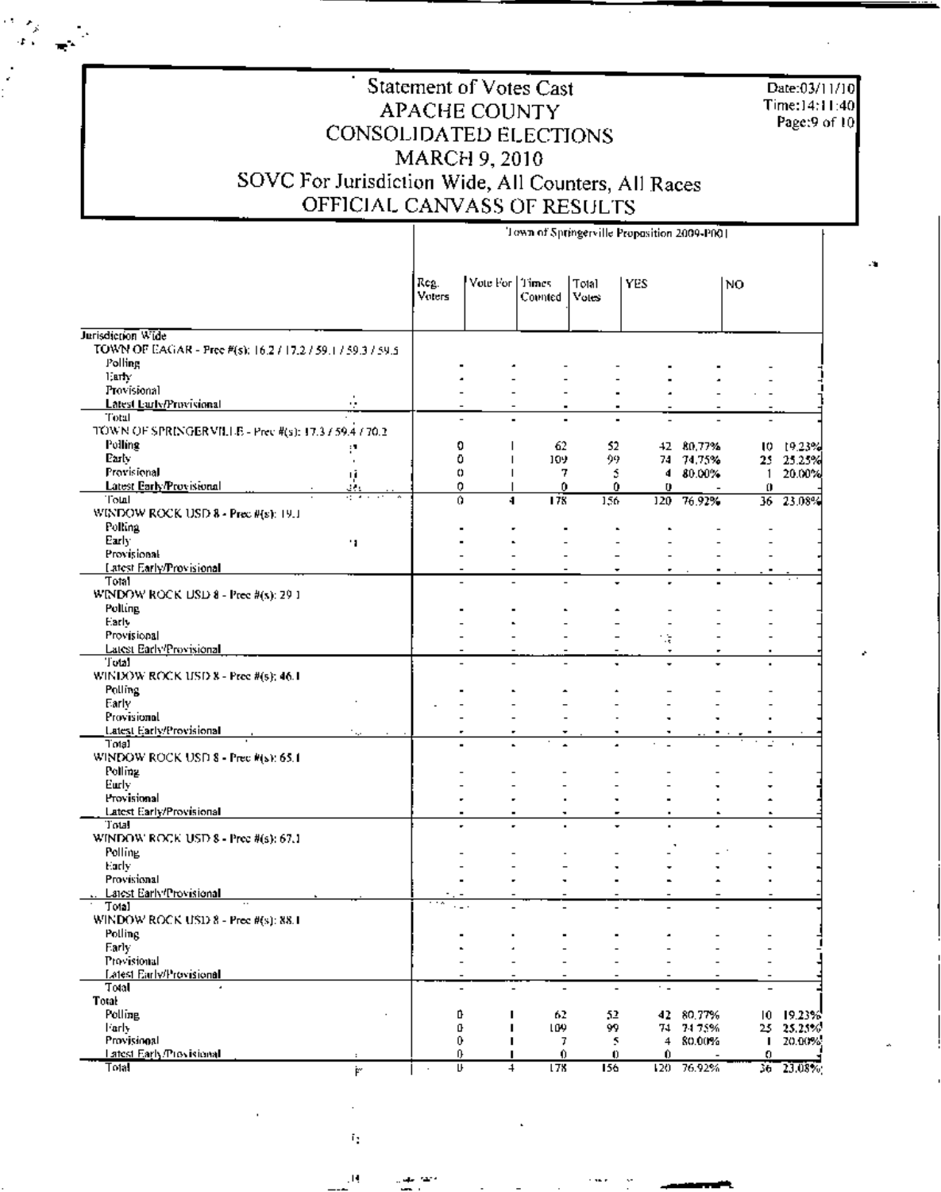# Statement of Votes Cast
# APACHE COUNTY
# CONSOLIDATED ELECTIONS
# MARCH 9, 2010
## SOVC For Jurisdiction Wide, All Counters, All Races
## OFFICIAL CANVASS OF RESULTS

Date:03/11/10
Time:14:11:40

| | Town of Springerville Proposition 2009-P001 | | | | | | | |
|---|---|---|---|---|---|---|---|---|
| | Reg. Voters | Vote For | Times Counted | Total Votes | YES | | NO | |
| **Jurisdiction Wide** | | | | | | | | |
| TOWN OF EAGAR - Prec #(s): 16.2 / 17.2 / 59.1 / 59.3 / 59.5 | | | | | | | | |
| Polling | - | - | - | - | - | - | - | - |
| Early | - | - | - | - | - | - | - | - |
| Provisional | - | - | - | - | - | - | - | - |
| Latest Early/Provisional | - | - | - | - | - | - | - | - |
| Total | - | - | - | - | - | - | - | - |
| TOWN OF SPRINGERVILLE - Prec #(s): 17.3 / 59.4 / 70.2 | | | | | | | | |
| Polling | 0 | 1 | 62 | 52 | 42 | 80.77% | 10 | 19.23% |
| Early | 0 | 1 | 109 | 99 | 74 | 74.75% | 25 | 25.25% |
| Provisional | 0 | 1 | 7 | 5 | 4 | 80.00% | 1 | 20.00% |
| Latest Early/Provisional | 0 | 1 | 0 | 0 | 0 | - | 0 | - |
| Total | 0 | 4 | 178 | 156 | 120 | 76.92% | 36 | 23.08% |
| WINDOW ROCK USD 8 - Prec #(s): 19.1 | | | | | | | | |
| Polling | - | - | - | - | - | - | - | - |
| Early | - | - | - | - | - | - | - | - |
| Provisional | - | - | - | - | - | - | - | - |
| Latest Early/Provisional | - | - | - | - | - | - | - | - |
| Total | - | - | - | - | - | - | - | - |
| WINDOW ROCK USD 8 - Prec #(s): 29.1 | | | | | | | | |
| Polling | - | - | - | - | - | - | - | - |
| Early | - | - | - | - | - | - | - | - |
| Provisional | - | - | - | - | - | - | - | - |
| Latest Early/Provisional | - | - | - | - | - | - | - | - |
| Total | - | - | - | - | - | - | - | - |
| WINDOW ROCK USD 8 - Prec #(s): 46.1 | | | | | | | | |
| Polling | - | - | - | - | - | - | - | - |
| Early | - | - | - | - | - | - | - | - |
| Provisional | - | - | - | - | - | - | - | - |
| Latest Early/Provisional | - | - | - | - | - | - | - | - |
| Total | - | - | - | - | - | - | - | - |
| WINDOW ROCK USD 8 - Prec #(s): 65.1 | | | | | | | | |
| Polling | - | - | - | - | - | - | - | - |
| Early | - | - | - | - | - | - | - | - |
| Provisional | - | - | - | - | - | - | - | - |
| Latest Early/Provisional | - | - | - | - | - | - | - | - |
| Total | - | - | - | - | - | - | - | - |
| WINDOW ROCK USD 8 - Prec #(s): 67.1 | | | | | | | | |
| Polling | - | - | - | - | - | - | - | - |
| Early | - | - | - | - | - | - | - | - |
| Provisional | - | - | - | - | - | - | - | - |
| Latest Early/Provisional | - | - | - | - | - | - | - | - |
| Total | - | - | - | - | - | - | - | - |
| WINDOW ROCK USD 8 - Prec #(s): 88.1 | | | | | | | | |
| Polling | - | - | - | - | - | - | - | - |
| Early | - | - | - | - | - | - | - | - |
| Provisional | - | - | - | - | - | - | - | - |
| Latest Early/Provisional | - | - | - | - | - | - | - | - |
| Total | - | - | - | - | - | - | - | - |
| **Total** | | | | | | | | |
| Polling | 0 | 1 | 62 | 52 | 42 | 80.77% | 10 | 19.23% |
| Early | 0 | 1 | 109 | 99 | 74 | 74.75% | 25 | 25.25% |
| Provisional | 0 | 1 | 7 | 5 | 4 | 80.00% | 1 | 20.00% |
| Latest Early/Provisional | 0 | 1 | 0 | 0 | 0 | - | 0 | - |
| Total | 0 | 4 | 178 | 156 | 120 | 76.92% | 36 | 23.08% |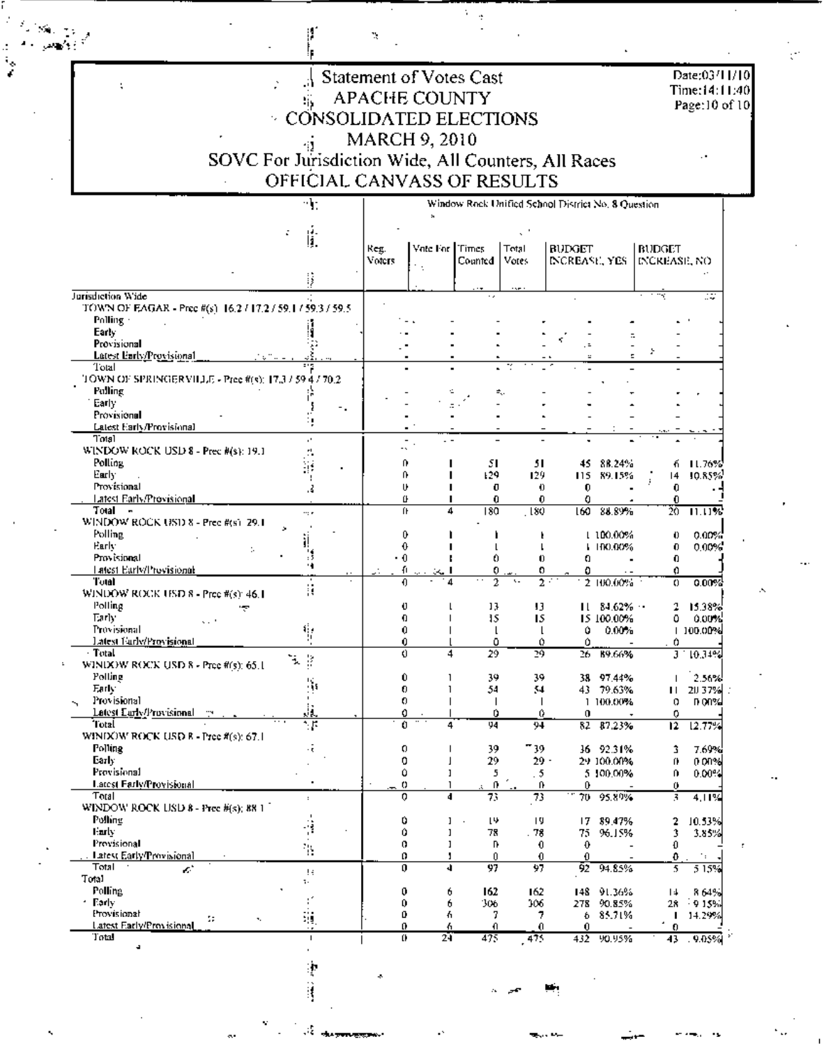# Statement of Votes Cast
# APACHE COUNTY
# CONSOLIDATED ELECTIONS
# MARCH 9, 2010
## SOVC For Jurisdiction Wide, All Counters, All Races
## OFFICIAL CANVASS OF RESULTS

Date:03/11/10
Time:14:11:40

| | Window Rock Unified School District No. 8 Question | | | | | | | |
|---|---|---|---|---|---|---|---|---|
| | Reg. Voters | Vote For | Times Counted | Total Votes | BUDGET INCREASE, YES | | BUDGET INCREASE, NO | |
| **Jurisdiction Wide** | | | | | | | | |
| TOWN OF EAGAR - Prec #(s): 16.2 / 17.2 / 59.1 / 59.3 / 59.5 | | | | | | | | |
| Polling | - | - | - | - | - | - | - | - |
| Early | - | - | - | - | - | - | - | - |
| Provisional | - | - | - | - | - | - | - | - |
| Latest Early/Provisional | - | - | - | - | - | - | - | - |
| Total | - | - | - | - | - | - | - | - |
| TOWN OF SPRINGERVILLE - Prec #(s): 17.3 / 59.4 / 70.2 | | | | | | | | |
| Polling | - | - | - | - | - | - | - | - |
| Early | - | - | - | - | - | - | - | - |
| Provisional | - | - | - | - | - | - | - | - |
| Latest Early/Provisional | - | - | - | - | - | - | - | - |
| Total | - | - | - | - | - | - | - | - |
| WINDOW ROCK USD 8 - Prec #(s): 19.1 | | | | | | | | |
| Polling | 0 | 1 | 51 | 51 | 45 | 88.24% | 6 | 11.76% |
| Early | 0 | 1 | 129 | 129 | 115 | 89.15% | 14 | 10.85% |
| Provisional | 0 | 1 | 0 | 0 | 0 | - | 0 | - |
| Latest Early/Provisional | 0 | 1 | 0 | 0 | 0 | - | 0 | - |
| Total | 0 | 4 | 180 | 180 | 160 | 88.89% | 20 | 11.11% |
| WINDOW ROCK USD 8 - Prec #(s): 29.1 | | | | | | | | |
| Polling | 0 | 1 | 1 | 1 | 1 | 100.00% | 0 | 0.00% |
| Early | 0 | 1 | 1 | 1 | 1 | 100.00% | 0 | 0.00% |
| Provisional | 0 | 1 | 0 | 0 | 0 | - | 0 | - |
| Latest Early/Provisional | 0 | 1 | 0 | 0 | 0 | - | 0 | - |
| Total | 0 | 4 | 2 | 2 | 2 | 100.00% | 0 | 0.00% |
| WINDOW ROCK USD 8 - Prec #(s): 46.1 | | | | | | | | |
| Polling | 0 | 1 | 13 | 13 | 11 | 84.62% | 2 | 15.38% |
| Early | 0 | 1 | 15 | 15 | 15 | 100.00% | 0 | 0.00% |
| Provisional | 0 | 1 | 1 | 1 | 0 | 0.00% | 1 | 100.00% |
| Latest Early/Provisional | 0 | 1 | 0 | 0 | 0 | - | 0 | - |
| Total | 0 | 4 | 29 | 29 | 26 | 89.66% | 3 | 10.34% |
| WINDOW ROCK USD 8 - Prec #(s): 65.1 | | | | | | | | |
| Polling | 0 | 1 | 39 | 39 | 38 | 97.44% | 1 | 2.56% |
| Early | 0 | 1 | 54 | 54 | 43 | 79.63% | 11 | 20.37% |
| Provisional | 0 | 1 | 1 | 1 | 1 | 100.00% | 0 | 0.00% |
| Latest Early/Provisional | 0 | 1 | 0 | 0 | 0 | - | 0 | - |
| Total | 0 | 4 | 94 | 94 | 82 | 87.23% | 12 | 12.77% |
| WINDOW ROCK USD 8 - Prec #(s): 67.1 | | | | | | | | |
| Polling | 0 | 1 | 39 | 39 | 36 | 92.31% | 3 | 7.69% |
| Early | 0 | 1 | 29 | 29 | 29 | 100.00% | 0 | 0.00% |
| Provisional | 0 | 1 | 5 | 5 | 5 | 100.00% | 0 | 0.00% |
| Latest Early/Provisional | 0 | 1 | 0 | 0 | 0 | - | 0 | - |
| Total | 0 | 4 | 73 | 73 | 70 | 95.89% | 3 | 4.11% |
| WINDOW ROCK USD 8 - Prec #(s): 88.1 | | | | | | | | |
| Polling | 0 | 1 | 19 | 19 | 17 | 89.47% | 2 | 10.53% |
| Early | 0 | 1 | 78 | 78 | 75 | 96.15% | 3 | 3.85% |
| Provisional | 0 | 1 | 0 | 0 | 0 | - | 0 | - |
| Latest Early/Provisional | 0 | 1 | 0 | 0 | 0 | - | 0 | - |
| Total | 0 | 4 | 97 | 97 | 92 | 94.85% | 5 | 5.15% |
| **Total** | | | | | | | | |
| Polling | 0 | 6 | 162 | 162 | 148 | 91.36% | 14 | 8.64% |
| Early | 0 | 6 | 306 | 306 | 278 | 90.85% | 28 | 9.15% |
| Provisional | 0 | 6 | 7 | 7 | 6 | 85.71% | 1 | 14.29% |
| Latest Early/Provisional | 0 | 6 | 0 | 0 | 0 | - | 0 | - |
| Total | 0 | 24 | 475 | 475 | 432 | 90.95% | 43 | 9.05% |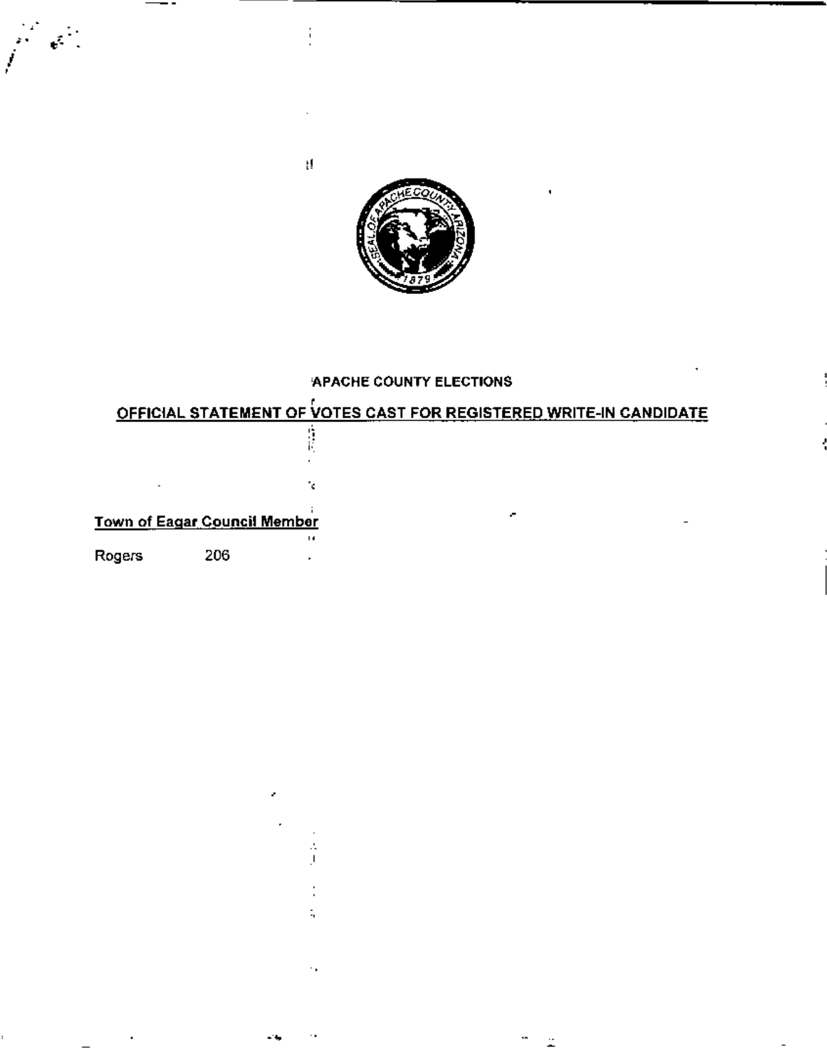APACHE COUNTY ELECTIONS

**OFFICIAL STATEMENT OF VOTES CAST FOR REGISTERED WRITE-IN CANDIDATE**

**Town of Eagar Council Member**

| Rogers | 206 |
|---|---|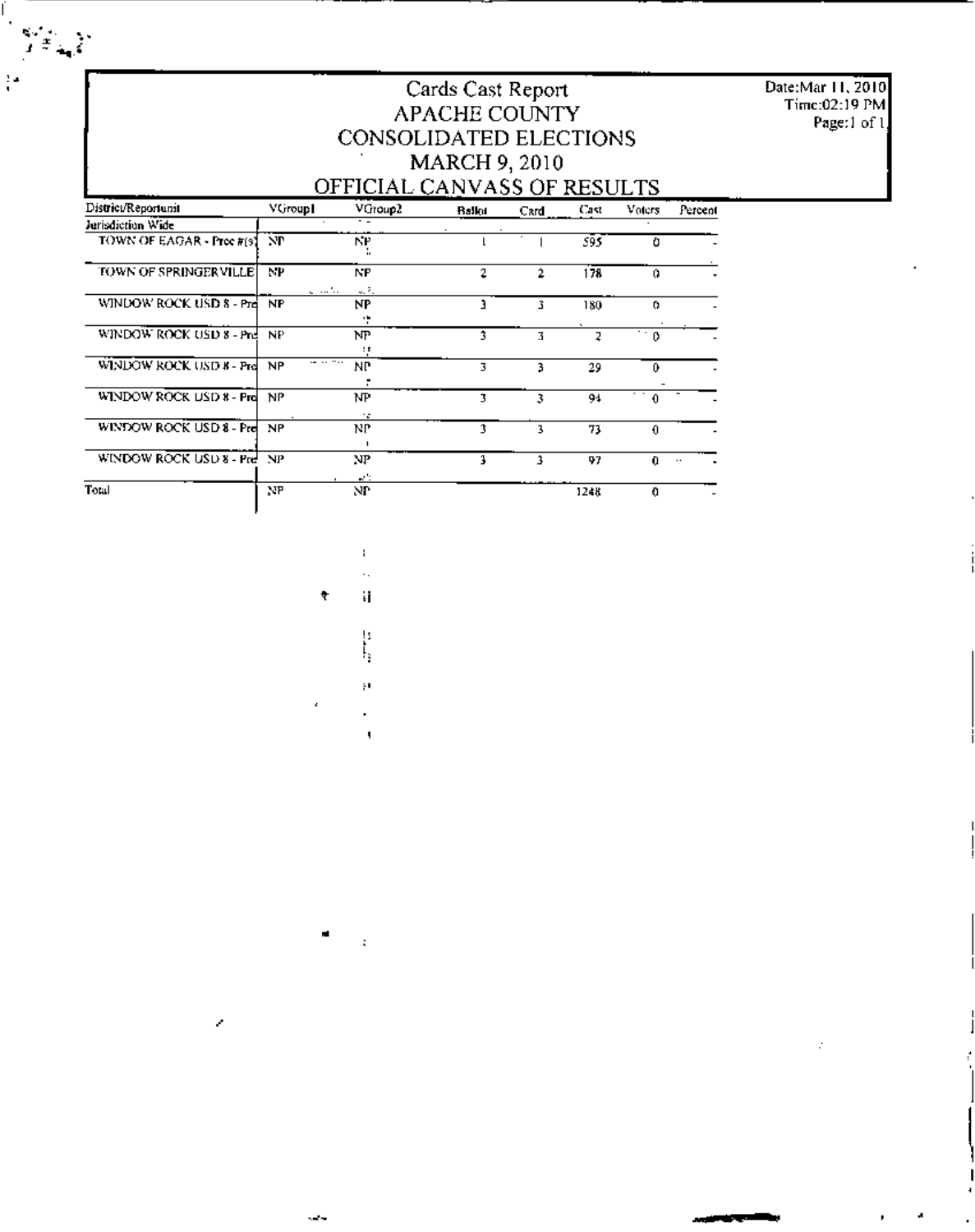# Cards Cast Report
## APACHE COUNTY
## CONSOLIDATED ELECTIONS
## MARCH 9, 2010
## OFFICIAL CANVASS OF RESULTS

Date:Mar 11, 2010
Time:02:19 PM
Page:1 of 1

| District/Reportunit | VGroup1 | VGroup2 | Ballot | Card | Cast | Voters | Percent |
|---|---|---|---|---|---|---|---|
| Jurisdiction Wide | | | | | | | |
| TOWN OF EAGAR - Prec #(s) | NP | NP | 1 | 1 | 595 | 0 | - |
| TOWN OF SPRINGERVILLE | NP | NP | 2 | 2 | 178 | 0 | - |
| WINDOW ROCK USD 8 - Pre | NP | NP | 3 | 3 | 180 | 0 | - |
| WINDOW ROCK USD 8 - Pre | NP | NP | 3 | 3 | 2 | 0 | - |
| WINDOW ROCK USD 8 - Pre | NP | NP | 3 | 3 | 29 | 0 | - |
| WINDOW ROCK USD 8 - Pre | NP | NP | 3 | 3 | 94 | 0 | - |
| WINDOW ROCK USD 8 - Pre | NP | NP | 3 | 3 | 73 | 0 | - |
| WINDOW ROCK USD 8 - Pre | NP | NP | 3 | 3 | 97 | 0 | - |
| Total | NP | NP | | | 1248 | 0 | - |